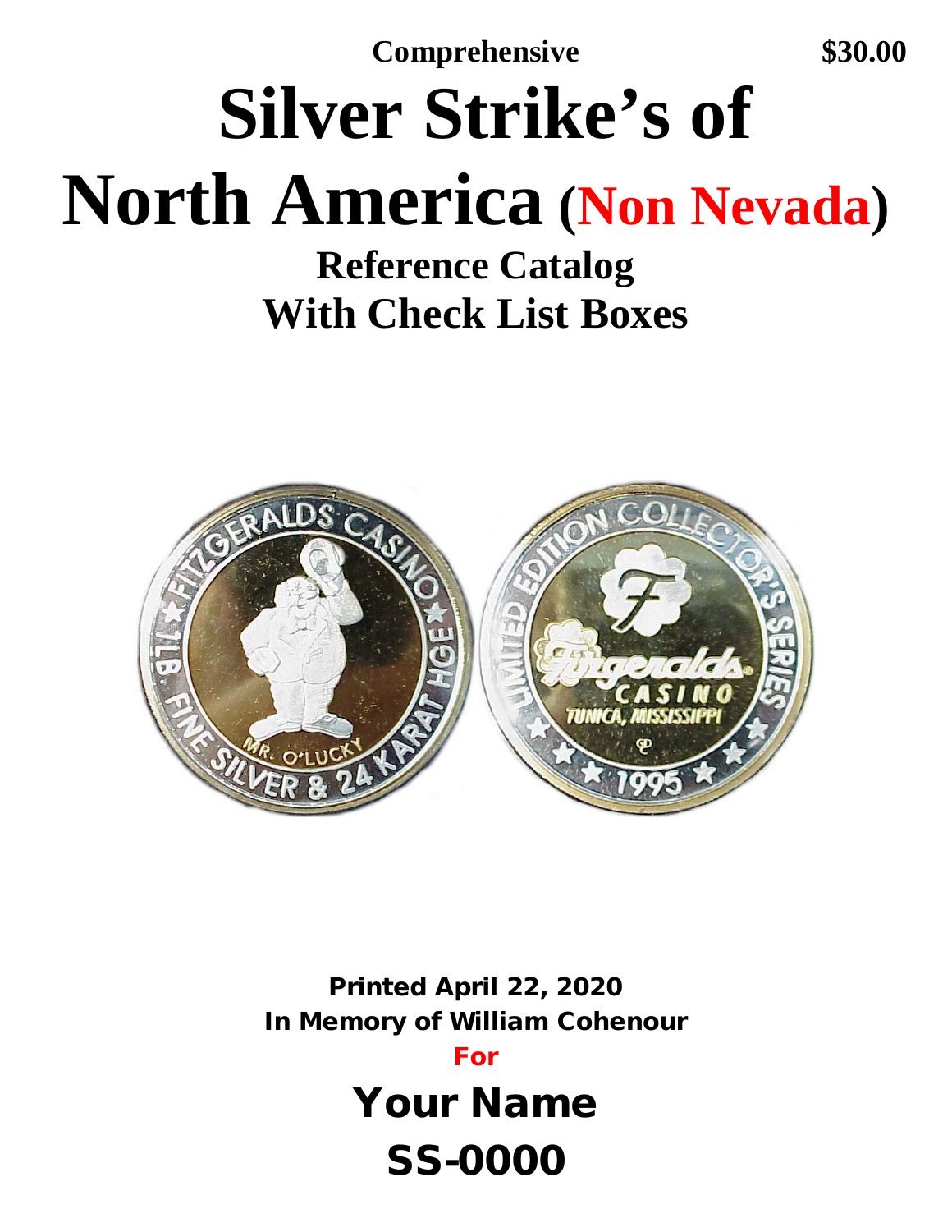**Comprehensive** **$30.00**

# Silver Strike's of North America (Non Nevada)

## Reference Catalog With Check List Boxes

**Printed April 22, 2020**

**In Memory of William Cohenour**

**For**

## Your Name

## SS-0000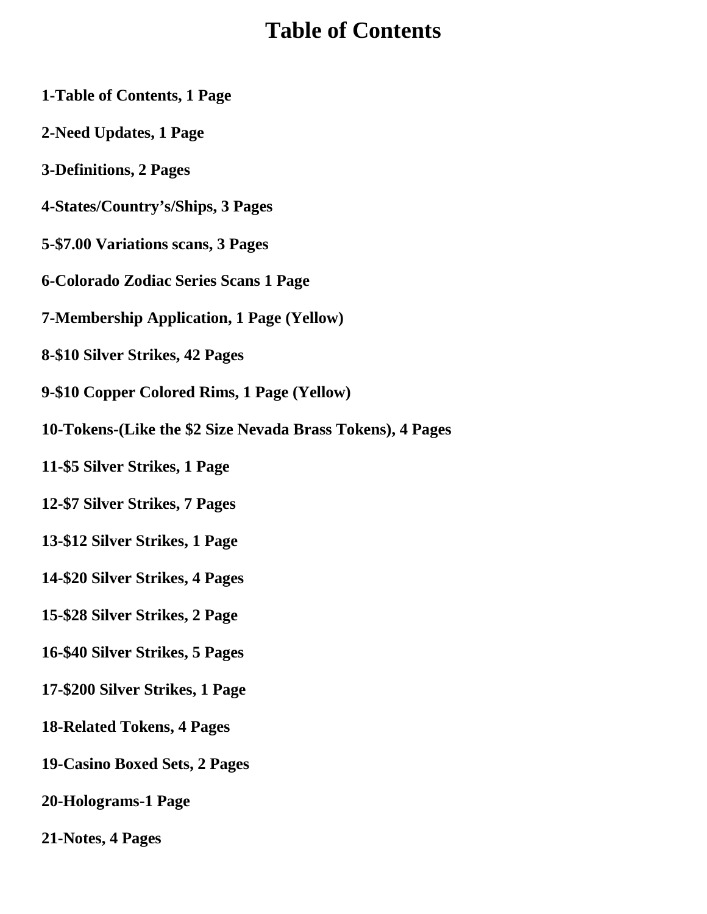# Table of Contents

**1-Table of Contents, 1 Page**

**2-Need Updates, 1 Page**

**3-Definitions, 2 Pages**

**4-States/Country's/Ships, 3 Pages**

**5-$7.00 Variations scans, 3 Pages**

**6-Colorado Zodiac Series Scans 1 Page**

**7-Membership Application, 1 Page (Yellow)**

**8-$10 Silver Strikes, 42 Pages**

**9-$10 Copper Colored Rims, 1 Page (Yellow)**

**10-Tokens-(Like the $2 Size Nevada Brass Tokens), 4 Pages**

**11-$5 Silver Strikes, 1 Page**

**12-$7 Silver Strikes, 7 Pages**

**13-$12 Silver Strikes, 1 Page**

**14-$20 Silver Strikes, 4 Pages**

**15-$28 Silver Strikes, 2 Page**

**16-$40 Silver Strikes, 5 Pages**

**17-$200 Silver Strikes, 1 Page**

**18-Related Tokens, 4 Pages**

**19-Casino Boxed Sets, 2 Pages**

**20-Holograms-1 Page**

**21-Notes, 4 Pages**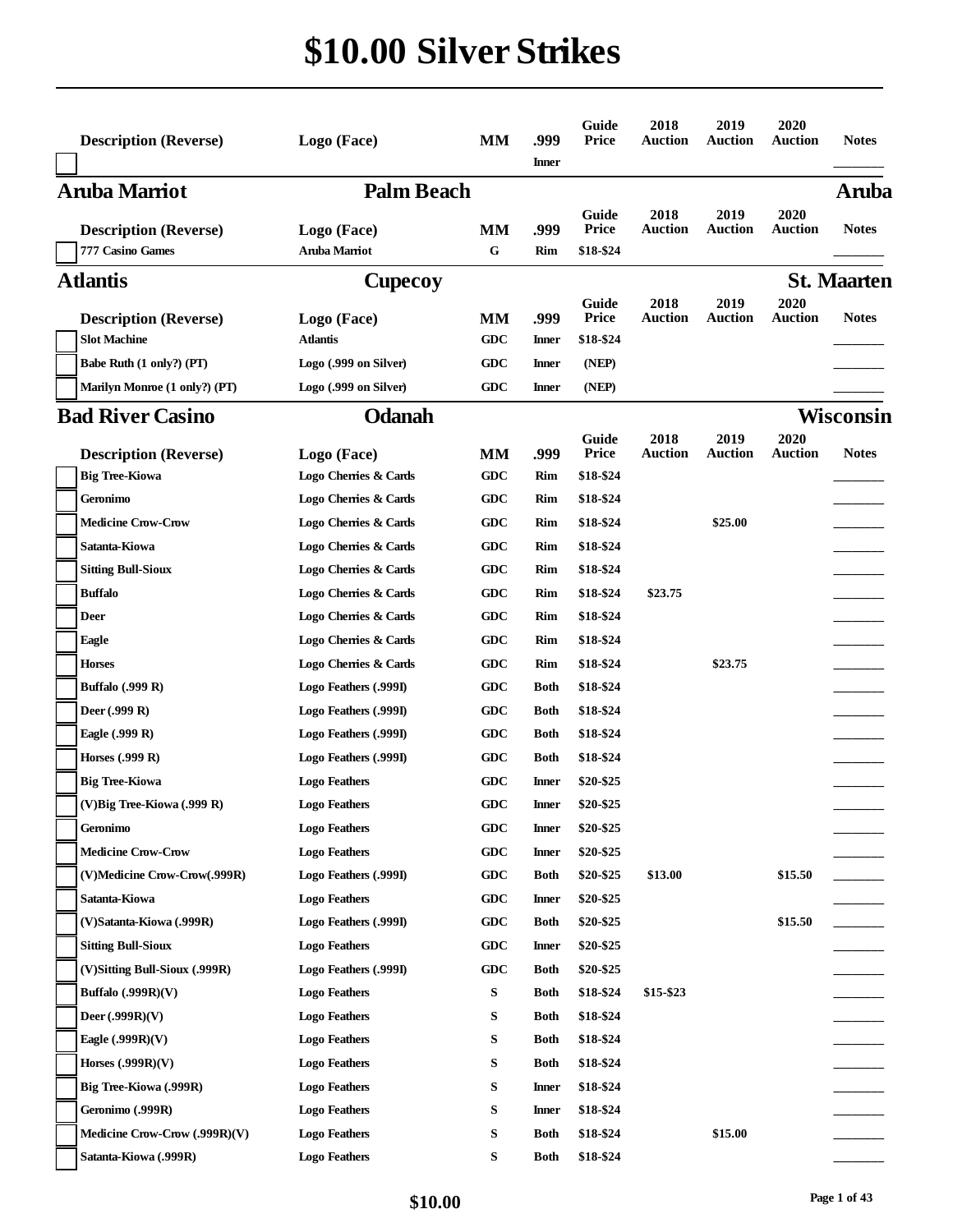# $10.00 Silver Strikes

| Description (Reverse) | Logo (Face) | MM | .999 Inner | Guide Price | 2018 Auction | 2019 Auction | 2020 Auction | Notes |
|---|---|---|---|---|---|---|---|---|

## Aruba Marriot — Palm Beach — Aruba

| Description (Reverse) | Logo (Face) | MM | .999 | Guide Price | 2018 Auction | 2019 Auction | 2020 Auction | Notes |
|---|---|---|---|---|---|---|---|---|
| 777 Casino Games | Aruba Marriot | G | Rim | $18-$24 | | | | ________ |

## Atlantis — Cupecoy — St. Maarten

| Description (Reverse) | Logo (Face) | MM | .999 | Guide Price | 2018 Auction | 2019 Auction | 2020 Auction | Notes |
|---|---|---|---|---|---|---|---|---|
| Slot Machine | Atlantis | GDC | Inner | $18-$24 | | | | ________ |
| Babe Ruth (1 only?) (PT) | Logo (.999 on Silver) | GDC | Inner | (NEP) | | | | ________ |
| Marilyn Monroe (1 only?) (PT) | Logo (.999 on Silver) | GDC | Inner | (NEP) | | | | ________ |

## Bad River Casino — Odanah — Wisconsin

| Description (Reverse) | Logo (Face) | MM | .999 | Guide Price | 2018 Auction | 2019 Auction | 2020 Auction | Notes |
|---|---|---|---|---|---|---|---|---|
| Big Tree-Kiowa | Logo Cherries & Cards | GDC | Rim | $18-$24 | | | | ________ |
| Geronimo | Logo Cherries & Cards | GDC | Rim | $18-$24 | | | | ________ |
| Medicine Crow-Crow | Logo Cherries & Cards | GDC | Rim | $18-$24 | | $25.00 | | ________ |
| Satanta-Kiowa | Logo Cherries & Cards | GDC | Rim | $18-$24 | | | | ________ |
| Sitting Bull-Sioux | Logo Cherries & Cards | GDC | Rim | $18-$24 | | | | ________ |
| Buffalo | Logo Cherries & Cards | GDC | Rim | $18-$24 | $23.75 | | | ________ |
| Deer | Logo Cherries & Cards | GDC | Rim | $18-$24 | | | | ________ |
| Eagle | Logo Cherries & Cards | GDC | Rim | $18-$24 | | | | ________ |
| Horses | Logo Cherries & Cards | GDC | Rim | $18-$24 | | $23.75 | | ________ |
| Buffalo (.999 R) | Logo Feathers (.999I) | GDC | Both | $18-$24 | | | | ________ |
| Deer (.999 R) | Logo Feathers (.999I) | GDC | Both | $18-$24 | | | | ________ |
| Eagle (.999 R) | Logo Feathers (.999I) | GDC | Both | $18-$24 | | | | ________ |
| Horses (.999 R) | Logo Feathers (.999I) | GDC | Both | $18-$24 | | | | ________ |
| Big Tree-Kiowa | Logo Feathers | GDC | Inner | $20-$25 | | | | ________ |
| (V)Big Tree-Kiowa (.999 R) | Logo Feathers | GDC | Inner | $20-$25 | | | | ________ |
| Geronimo | Logo Feathers | GDC | Inner | $20-$25 | | | | ________ |
| Medicine Crow-Crow | Logo Feathers | GDC | Inner | $20-$25 | | | | ________ |
| (V)Medicine Crow-Crow(.999R) | Logo Feathers (.999I) | GDC | Both | $20-$25 | $13.00 | | $15.50 | ________ |
| Satanta-Kiowa | Logo Feathers | GDC | Inner | $20-$25 | | | | ________ |
| (V)Satanta-Kiowa (.999R) | Logo Feathers (.999I) | GDC | Both | $20-$25 | | | $15.50 | ________ |
| Sitting Bull-Sioux | Logo Feathers | GDC | Inner | $20-$25 | | | | ________ |
| (V)Sitting Bull-Sioux (.999R) | Logo Feathers (.999I) | GDC | Both | $20-$25 | | | | ________ |
| Buffalo (.999R)(V) | Logo Feathers | S | Both | $18-$24 | $15-$23 | | | ________ |
| Deer (.999R)(V) | Logo Feathers | S | Both | $18-$24 | | | | ________ |
| Eagle (.999R)(V) | Logo Feathers | S | Both | $18-$24 | | | | ________ |
| Horses (.999R)(V) | Logo Feathers | S | Both | $18-$24 | | | | ________ |
| Big Tree-Kiowa (.999R) | Logo Feathers | S | Inner | $18-$24 | | | | ________ |
| Geronimo (.999R) | Logo Feathers | S | Inner | $18-$24 | | | | ________ |
| Medicine Crow-Crow (.999R)(V) | Logo Feathers | S | Both | $18-$24 | | $15.00 | | ________ |
| Satanta-Kiowa (.999R) | Logo Feathers | S | Both | $18-$24 | | | | ________ |

$10.00